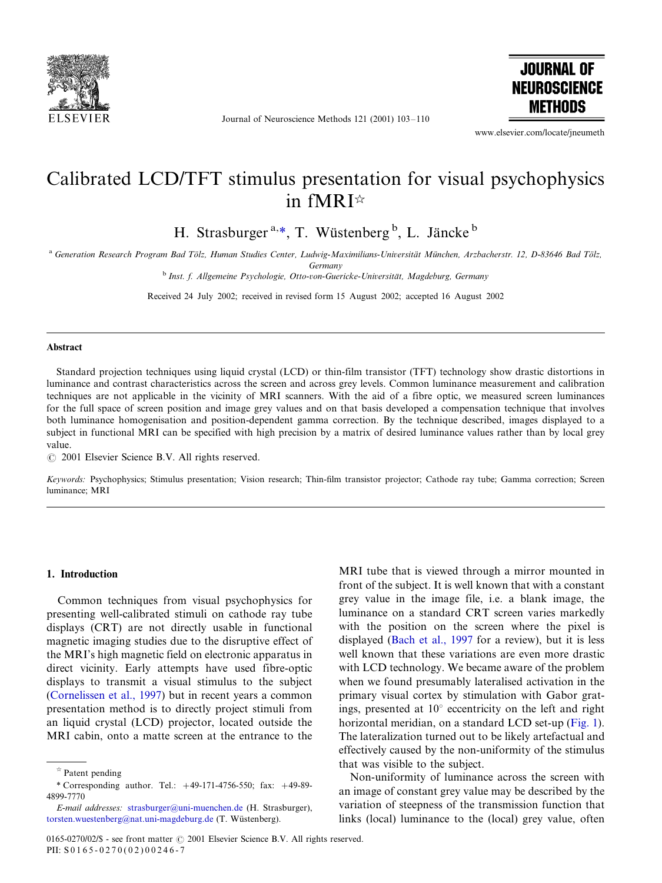# Calibrated LCD/TFT stimulus presentation for visual psychophysics in fMRI☆

H. Strasburger [a,*], T. Wüstenberg [b], L. Jäncke [b]

[a] Generation Research Program Bad Tölz, Human Studies Center, Ludwig-Maximilians-Universität München, Arzbacherstr. 12, D-83646 Bad Tölz, Germany

[b] Inst. f. Allgemeine Psychologie, Otto-von-Guericke-Universität, Magdeburg, Germany

Received 24 July 2002; received in revised form 15 August 2002; accepted 16 August 2002

## Abstract

Standard projection techniques using liquid crystal (LCD) or thin-film transistor (TFT) technology show drastic distortions in luminance and contrast characteristics across the screen and across grey levels. Common luminance measurement and calibration techniques are not applicable in the vicinity of MRI scanners. With the aid of a fibre optic, we measured screen luminances for the full space of screen position and image grey values and on that basis developed a compensation technique that involves both luminance homogenisation and position-dependent gamma correction. By the technique described, images displayed to a subject in functional MRI can be specified with high precision by a matrix of desired luminance values rather than by local grey value.

© 2001 Elsevier Science B.V. All rights reserved.

*Keywords:* Psychophysics; Stimulus presentation; Vision research; Thin-film transistor projector; Cathode ray tube; Gamma correction; Screen luminance; MRI

## 1. Introduction

Common techniques from visual psychophysics for presenting well-calibrated stimuli on cathode ray tube displays (CRT) are not directly usable in functional magnetic imaging studies due to the disruptive effect of the MRI's high magnetic field on electronic apparatus in direct vicinity. Early attempts have used fibre-optic displays to transmit a visual stimulus to the subject (Cornelissen et al., 1997) but in recent years a common presentation method is to directly project stimuli from an liquid crystal (LCD) projector, located outside the MRI cabin, onto a matte screen at the entrance to the MRI tube that is viewed through a mirror mounted in front of the subject. It is well known that with a constant grey value in the image file, i.e. a blank image, the luminance on a standard CRT screen varies markedly with the position on the screen where the pixel is displayed (Bach et al., 1997 for a review), but it is less well known that these variations are even more drastic with LCD technology. We became aware of the problem when we found presumably lateralised activation in the primary visual cortex by stimulation with Gabor gratings, presented at 10° eccentricity on the left and right horizontal meridian, on a standard LCD set-up (Fig. 1). The lateralization turned out to be likely artefactual and effectively caused by the non-uniformity of the stimulus that was visible to the subject.

Non-uniformity of luminance across the screen with an image of constant grey value may be described by the variation of steepness of the transmission function that links (local) luminance to the (local) grey value, often

☆ Patent pending

\* Corresponding author. Tel.: +49-171-4756-550; fax: +49-89-4899-7770

*E-mail addresses:* strasburger@uni-muenchen.de (H. Strasburger), torsten.wuestenberg@nat.uni-magdeburg.de (T. Wüstenberg).

0165-0270/02/$ - see front matter © 2001 Elsevier Science B.V. All rights reserved.
PII: S0165-0270(02)00246-7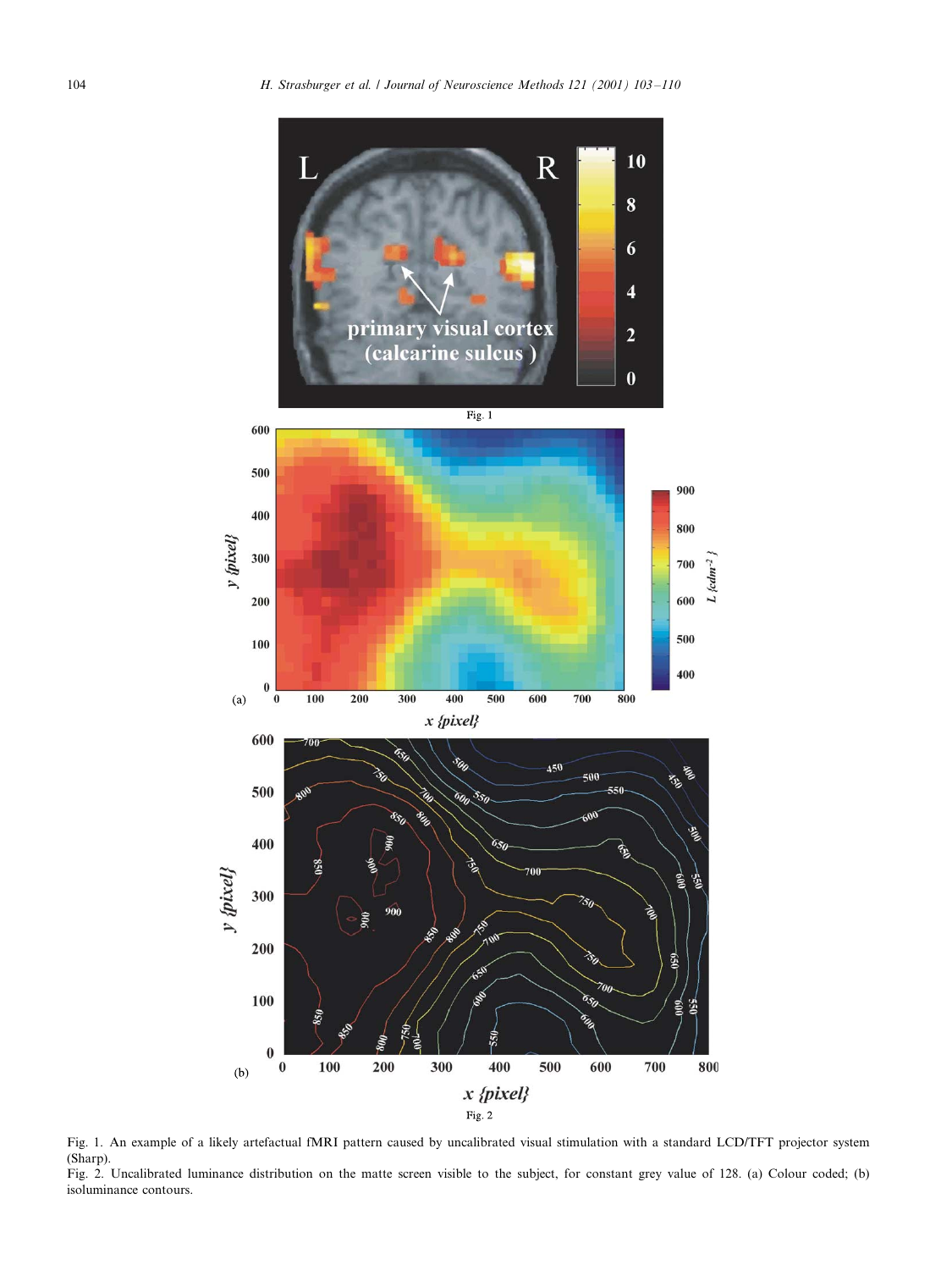Fig. 1

Fig. 2

Fig. 1. An example of a likely artefactual fMRI pattern caused by uncalibrated visual stimulation with a standard LCD/TFT projector system (Sharp).

Fig. 2. Uncalibrated luminance distribution on the matte screen visible to the subject, for constant grey value of 128. (a) Colour coded; (b) isoluminance contours.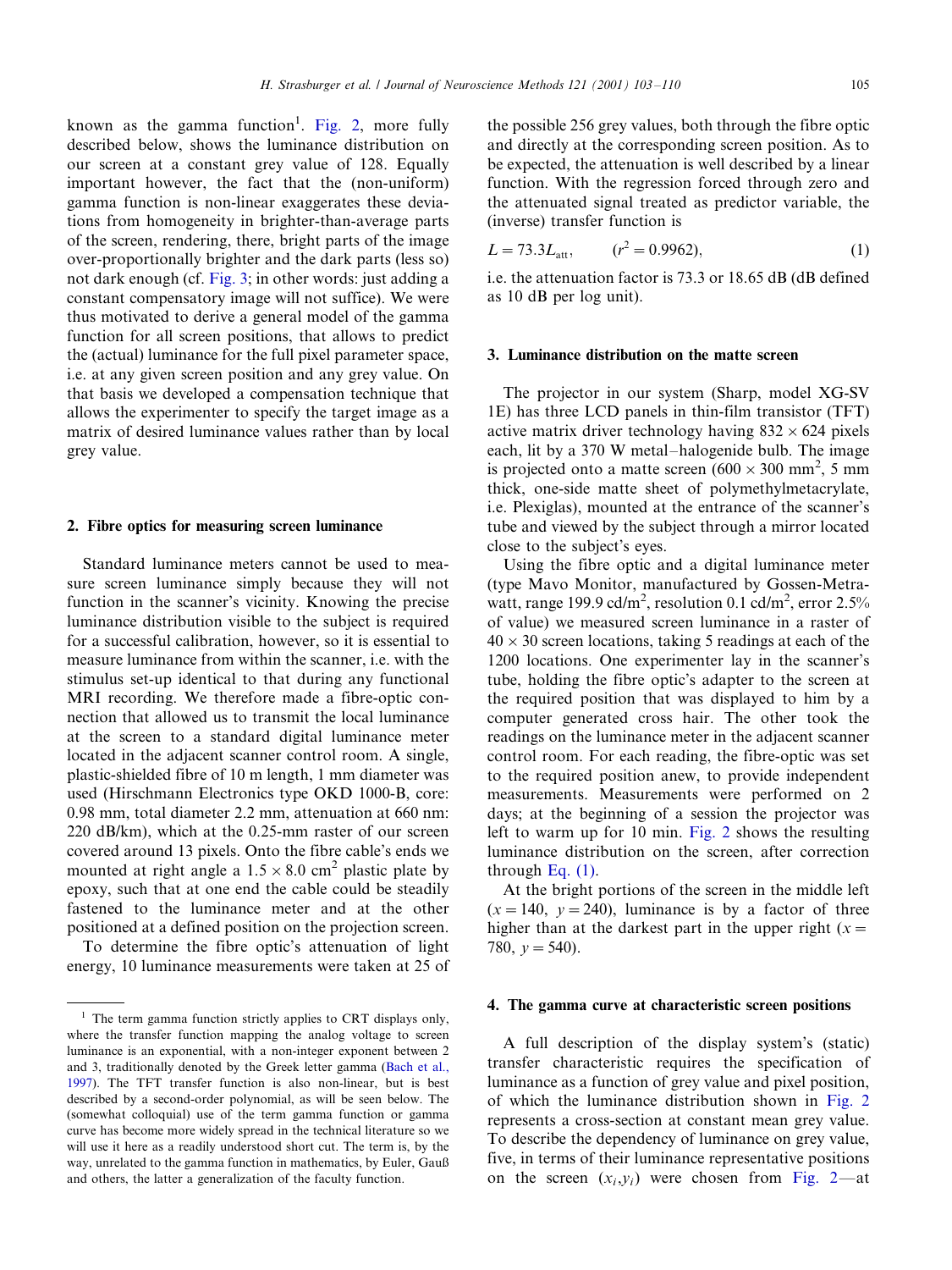known as the gamma function[1]. Fig. 2, more fully described below, shows the luminance distribution on our screen at a constant grey value of 128. Equally important however, the fact that the (non-uniform) gamma function is non-linear exaggerates these deviations from homogeneity in brighter-than-average parts of the screen, rendering, there, bright parts of the image over-proportionally brighter and the dark parts (less so) not dark enough (cf. Fig. 3; in other words: just adding a constant compensatory image will not suffice). We were thus motivated to derive a general model of the gamma function for all screen positions, that allows to predict the (actual) luminance for the full pixel parameter space, i.e. at any given screen position and any grey value. On that basis we developed a compensation technique that allows the experimenter to specify the target image as a matrix of desired luminance values rather than by local grey value.

## 2. Fibre optics for measuring screen luminance

Standard luminance meters cannot be used to measure screen luminance simply because they will not function in the scanner's vicinity. Knowing the precise luminance distribution visible to the subject is required for a successful calibration, however, so it is essential to measure luminance from within the scanner, i.e. with the stimulus set-up identical to that during any functional MRI recording. We therefore made a fibre-optic connection that allowed us to transmit the local luminance at the screen to a standard digital luminance meter located in the adjacent scanner control room. A single, plastic-shielded fibre of 10 m length, 1 mm diameter was used (Hirschmann Electronics type OKD 1000-B, core: 0.98 mm, total diameter 2.2 mm, attenuation at 660 nm: 220 dB/km), which at the 0.25-mm raster of our screen covered around 13 pixels. Onto the fibre cable's ends we mounted at right angle a $1.5 \times 8.0$ cm$^2$ plastic plate by epoxy, such that at one end the cable could be steadily fastened to the luminance meter and at the other positioned at a defined position on the projection screen.

To determine the fibre optic's attenuation of light energy, 10 luminance measurements were taken at 25 of the possible 256 grey values, both through the fibre optic and directly at the corresponding screen position. As to be expected, the attenuation is well described by a linear function. With the regression forced through zero and the attenuated signal treated as predictor variable, the (inverse) transfer function is

$$L = 73.3 L_{\text{att}}, \qquad (r^2 = 0.9962), \tag{1}$$

i.e. the attenuation factor is 73.3 or 18.65 dB (dB defined as 10 dB per log unit).

## 3. Luminance distribution on the matte screen

The projector in our system (Sharp, model XG-SV 1E) has three LCD panels in thin-film transistor (TFT) active matrix driver technology having $832 \times 624$ pixels each, lit by a 370 W metal–halogenide bulb. The image is projected onto a matte screen ($600 \times 300$ mm$^2$, 5 mm thick, one-side matte sheet of polymethylmetacrylate, i.e. Plexiglas), mounted at the entrance of the scanner's tube and viewed by the subject through a mirror located close to the subject's eyes.

Using the fibre optic and a digital luminance meter (type Mavo Monitor, manufactured by Gossen-Metrawatt, range 199.9 cd/m$^2$, resolution 0.1 cd/m$^2$, error 2.5% of value) we measured screen luminance in a raster of $40 \times 30$ screen locations, taking 5 readings at each of the 1200 locations. One experimenter lay in the scanner's tube, holding the fibre optic's adapter to the screen at the required position that was displayed to him by a computer generated cross hair. The other took the readings on the luminance meter in the adjacent scanner control room. For each reading, the fibre-optic was set to the required position anew, to provide independent measurements. Measurements were performed on 2 days; at the beginning of a session the projector was left to warm up for 10 min. Fig. 2 shows the resulting luminance distribution on the screen, after correction through Eq. (1).

At the bright portions of the screen in the middle left ($x = 140$, $y = 240$), luminance is by a factor of three higher than at the darkest part in the upper right ($x = 780$, $y = 540$).

## 4. The gamma curve at characteristic screen positions

A full description of the display system's (static) transfer characteristic requires the specification of luminance as a function of grey value and pixel position, of which the luminance distribution shown in Fig. 2 represents a cross-section at constant mean grey value. To describe the dependency of luminance on grey value, five, in terms of their luminance representative positions on the screen $(x_i, y_i)$ were chosen from Fig. 2—at

---

[1] The term gamma function strictly applies to CRT displays only, where the transfer function mapping the analog voltage to screen luminance is an exponential, with a non-integer exponent between 2 and 3, traditionally denoted by the Greek letter gamma (Bach et al., 1997). The TFT transfer function is also non-linear, but is best described by a second-order polynomial, as will be seen below. The (somewhat colloquial) use of the term gamma function or gamma curve has become more widely spread in the technical literature so we will use it here as a readily understood short cut. The term is, by the way, unrelated to the gamma function in mathematics, by Euler, Gauß and others, the latter a generalization of the faculty function.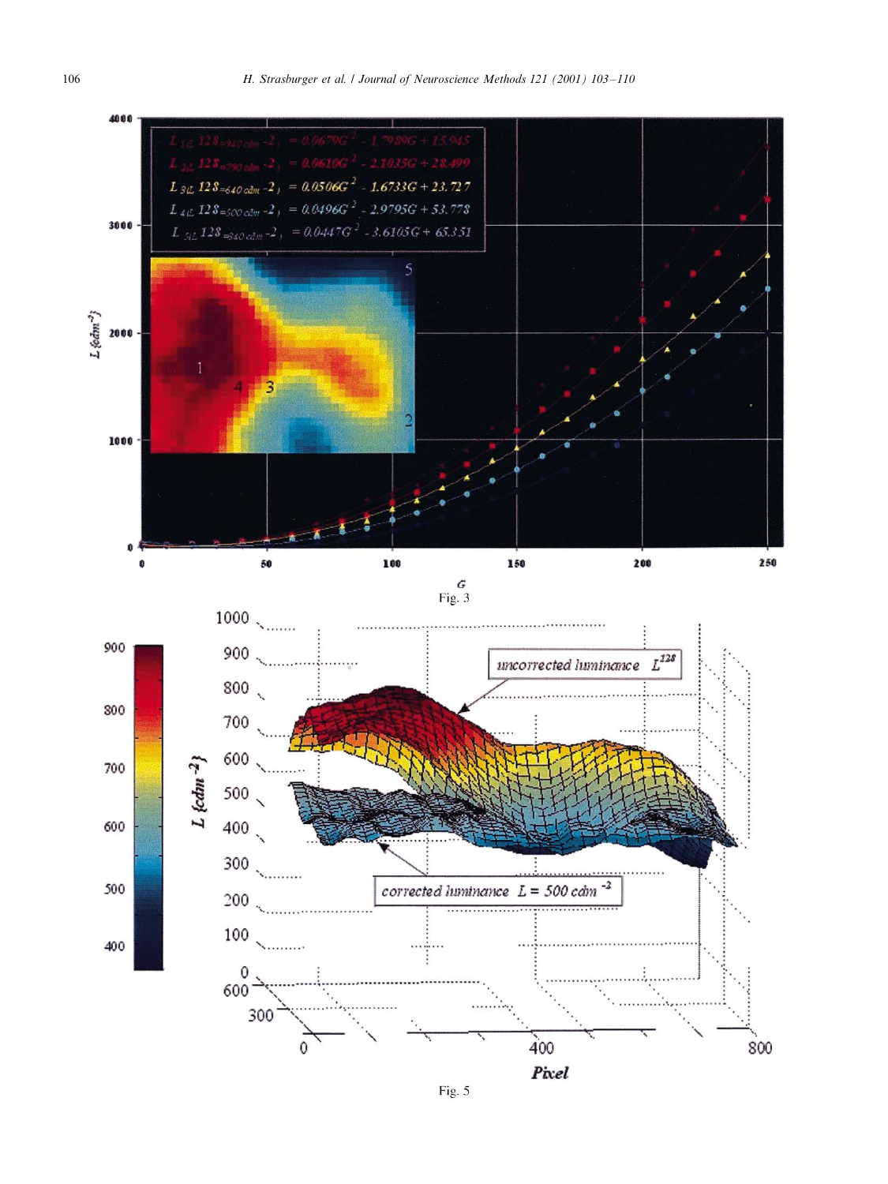Fig. 3

Fig. 5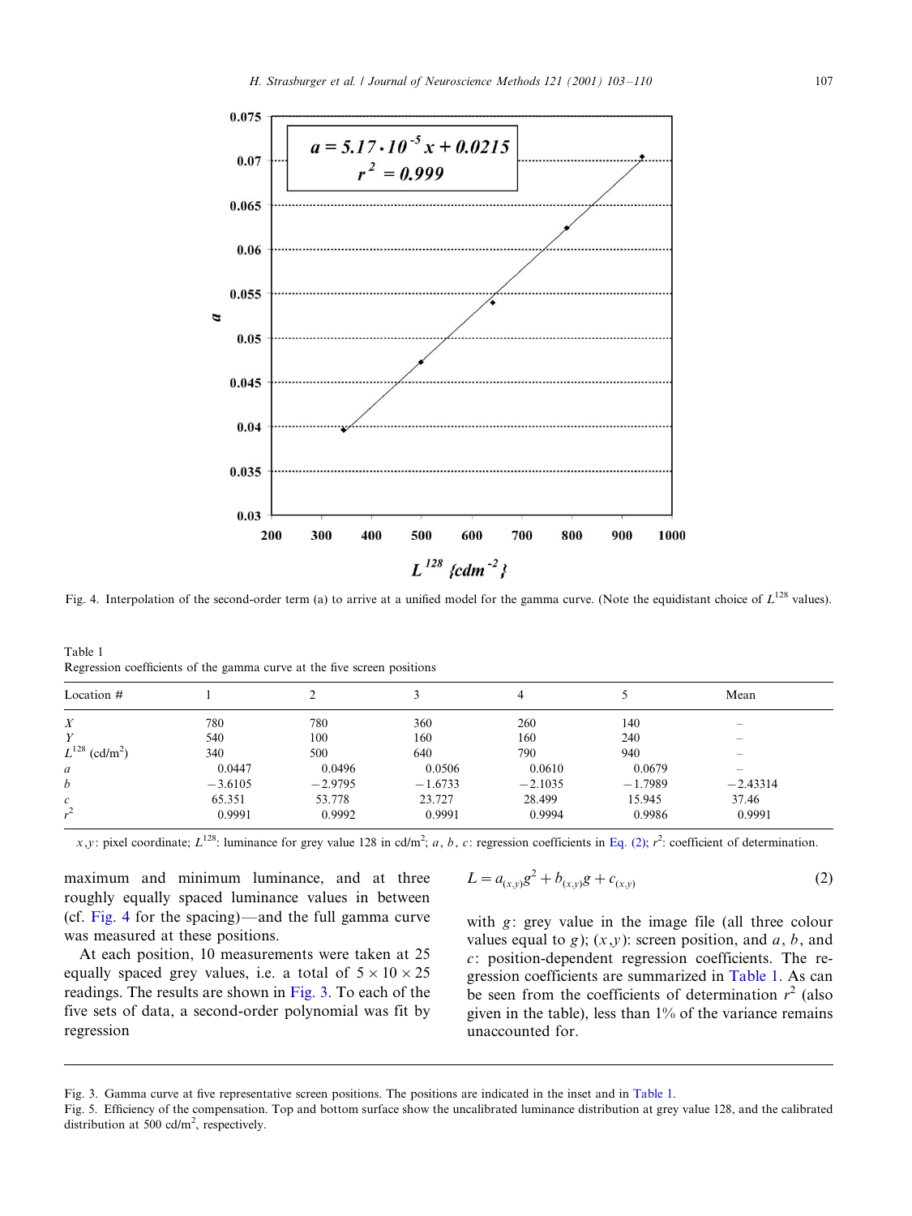Fig. 4. Interpolation of the second-order term (a) to arrive at a unified model for the gamma curve. (Note the equidistant choice of $L^{128}$ values).

Table 1
Regression coefficients of the gamma curve at the five screen positions

| Location # | 1 | 2 | 3 | 4 | 5 | Mean |
|---|---|---|---|---|---|---|
| $X$ | 780 | 780 | 360 | 260 | 140 | – |
| $Y$ | 540 | 100 | 160 | 160 | 240 | – |
| $L^{128}$ (cd/m$^2$) | 340 | 500 | 640 | 790 | 940 | – |
| $a$ | 0.0447 | 0.0496 | 0.0506 | 0.0610 | 0.0679 | – |
| $b$ | −3.6105 | −2.9795 | −1.6733 | −2.1035 | −1.7989 | −2.43314 |
| $c$ | 65.351 | 53.778 | 23.727 | 28.499 | 15.945 | 37.46 |
| $r^2$ | 0.9991 | 0.9992 | 0.9991 | 0.9994 | 0.9986 | 0.9991 |

$x$,$y$: pixel coordinate; $L^{128}$: luminance for grey value 128 in cd/m$^2$; $a$, $b$, $c$: regression coefficients in Eq. (2); $r^2$: coefficient of determination.

maximum and minimum luminance, and at three roughly equally spaced luminance values in between (cf. Fig. 4 for the spacing)—and the full gamma curve was measured at these positions.

At each position, 10 measurements were taken at 25 equally spaced grey values, i.e. a total of $5 \times 10 \times 25$ readings. The results are shown in Fig. 3. To each of the five sets of data, a second-order polynomial was fit by regression

$$L = a_{(x,y)}g^2 + b_{(x,y)}g + c_{(x,y)} \tag{2}$$

with $g$: grey value in the image file (all three colour values equal to $g$); $(x,y)$: screen position, and $a$, $b$, and $c$: position-dependent regression coefficients. The regression coefficients are summarized in Table 1. As can be seen from the coefficients of determination $r^2$ (also given in the table), less than 1% of the variance remains unaccounted for.

Fig. 3. Gamma curve at five representative screen positions. The positions are indicated in the inset and in Table 1.

Fig. 5. Efficiency of the compensation. Top and bottom surface show the uncalibrated luminance distribution at grey value 128, and the calibrated distribution at 500 cd/m$^2$, respectively.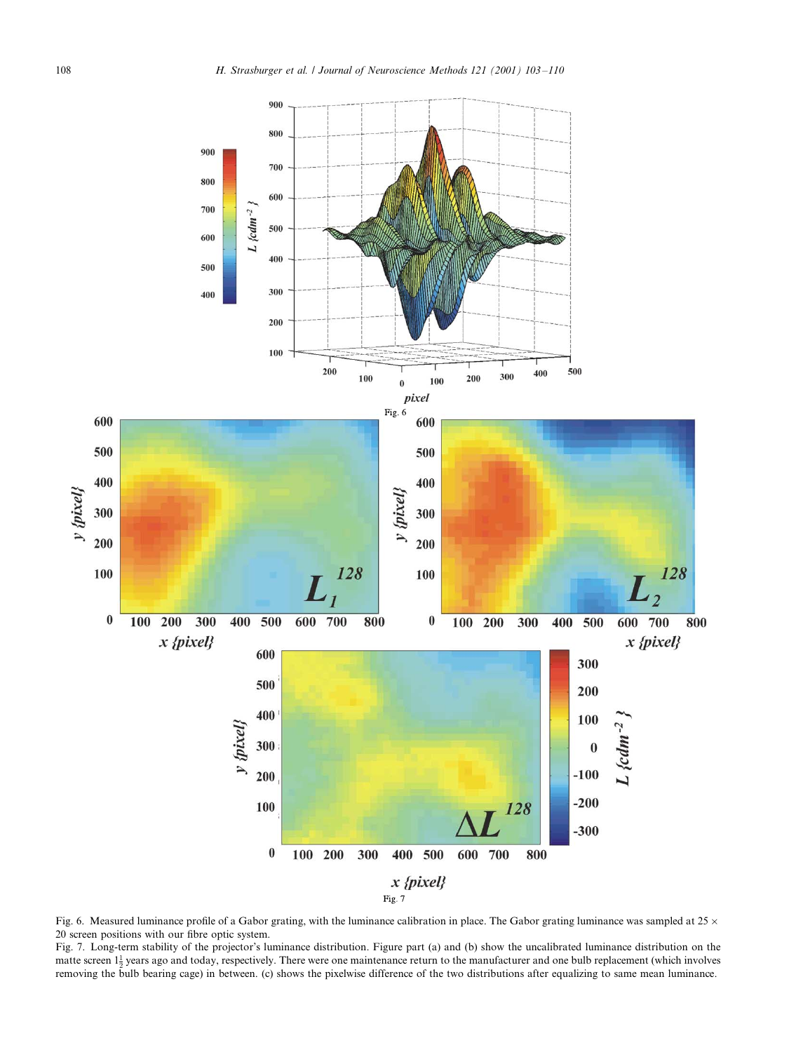Fig. 6. Measured luminance profile of a Gabor grating, with the luminance calibration in place. The Gabor grating luminance was sampled at 25 × 20 screen positions with our fibre optic system.

Fig. 7. Long-term stability of the projector's luminance distribution. Figure part (a) and (b) show the uncalibrated luminance distribution on the matte screen $1\frac{1}{2}$ years ago and today, respectively. There were one maintenance return to the manufacturer and one bulb replacement (which involves removing the bulb bearing cage) in between. (c) shows the pixelwise difference of the two distributions after equalizing to same mean luminance.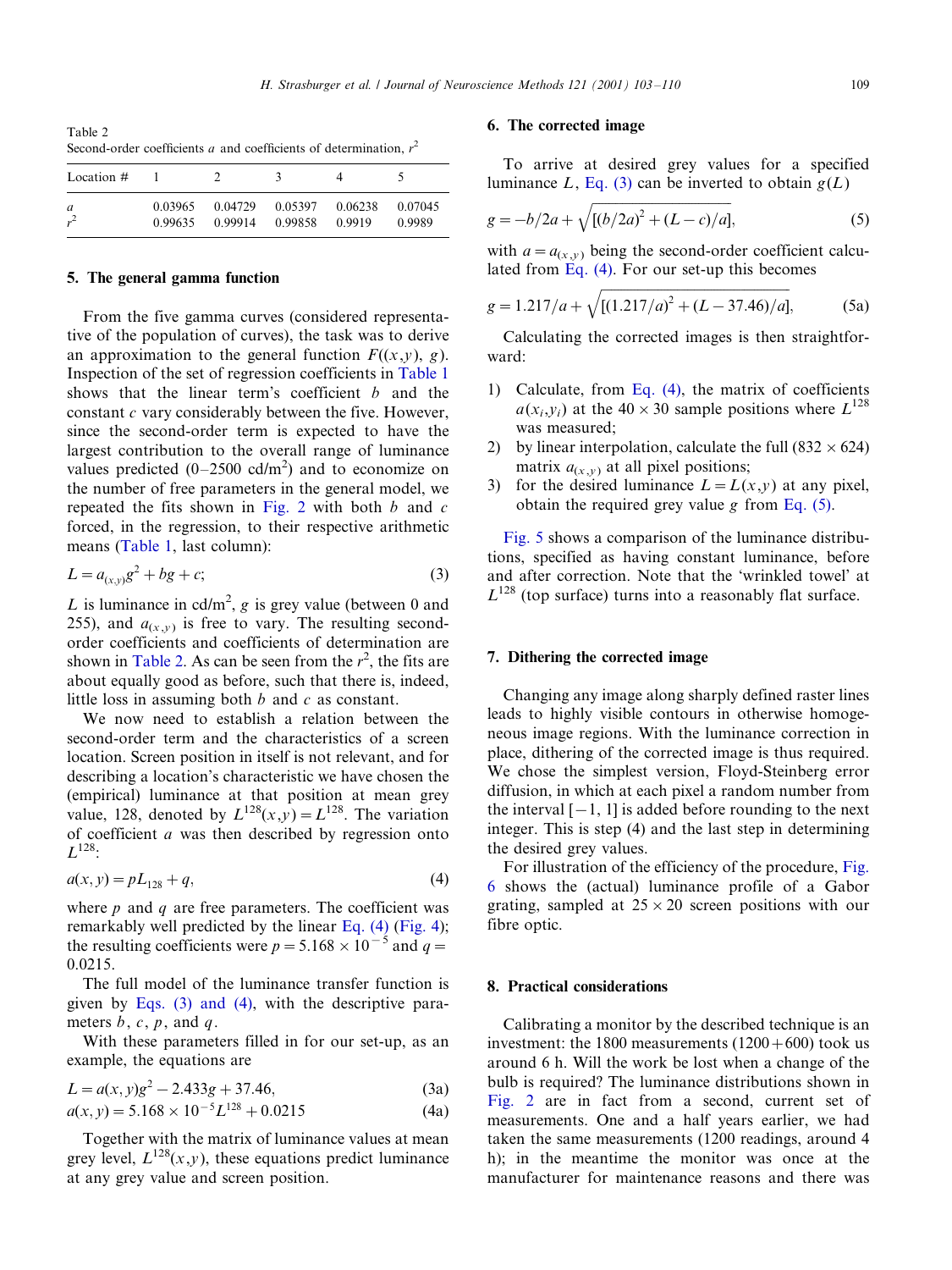Table 2
Second-order coefficients $a$ and coefficients of determination, $r^2$

| Location # | 1 | 2 | 3 | 4 | 5 |
|---|---|---|---|---|---|
| $a$ | 0.03965 | 0.04729 | 0.05397 | 0.06238 | 0.07045 |
| $r^2$ | 0.99635 | 0.99914 | 0.99858 | 0.9919 | 0.9989 |

## 5. The general gamma function

From the five gamma curves (considered representative of the population of curves), the task was to derive an approximation to the general function $F((x,y), g)$. Inspection of the set of regression coefficients in Table 1 shows that the linear term's coefficient $b$ and the constant $c$ vary considerably between the five. However, since the second-order term is expected to have the largest contribution to the overall range of luminance values predicted (0–2500 cd/m$^2$) and to economize on the number of free parameters in the general model, we repeated the fits shown in Fig. 2 with both $b$ and $c$ forced, in the regression, to their respective arithmetic means (Table 1, last column):

$$L = a_{(x,y)}g^2 + bg + c; \tag{3}$$

$L$ is luminance in cd/m$^2$, $g$ is grey value (between 0 and 255), and $a_{(x,y)}$ is free to vary. The resulting second-order coefficients and coefficients of determination are shown in Table 2. As can be seen from the $r^2$, the fits are about equally good as before, such that there is, indeed, little loss in assuming both $b$ and $c$ as constant.

We now need to establish a relation between the second-order term and the characteristics of a screen location. Screen position in itself is not relevant, and for describing a location's characteristic we have chosen the (empirical) luminance at that position at mean grey value, 128, denoted by $L^{128}(x,y) = L^{128}$. The variation of coefficient $a$ was then described by regression onto $L^{128}$:

$$a(x, y) = pL_{128} + q, \tag{4}$$

where $p$ and $q$ are free parameters. The coefficient was remarkably well predicted by the linear Eq. (4) (Fig. 4); the resulting coefficients were $p = 5.168 \times 10^{-5}$ and $q = 0.0215$.

The full model of the luminance transfer function is given by Eqs. (3) and (4), with the descriptive parameters $b$, $c$, $p$, and $q$.

With these parameters filled in for our set-up, as an example, the equations are

$$L = a(x, y)g^2 - 2.433g + 37.46, \tag{3a}$$

$$a(x, y) = 5.168 \times 10^{-5}L^{128} + 0.0215 \tag{4a}$$

Together with the matrix of luminance values at mean grey level, $L^{128}(x,y)$, these equations predict luminance at any grey value and screen position.

## 6. The corrected image

To arrive at desired grey values for a specified luminance $L$, Eq. (3) can be inverted to obtain $g(L)$

$$g = -b/2a + \sqrt{[(b/2a)^2 + (L - c)/a]}, \tag{5}$$

with $a = a_{(x,y)}$ being the second-order coefficient calculated from Eq. (4). For our set-up this becomes

$$g = 1.217/a + \sqrt{[(1.217/a)^2 + (L - 37.46)/a]}, \tag{5a}$$

Calculating the corrected images is then straightforward:

1) Calculate, from Eq. (4), the matrix of coefficients $a(x_i,y_i)$ at the $40 \times 30$ sample positions where $L^{128}$ was measured;
2) by linear interpolation, calculate the full ($832 \times 624$) matrix $a_{(x,y)}$ at all pixel positions;
3) for the desired luminance $L = L(x,y)$ at any pixel, obtain the required grey value $g$ from Eq. (5).

Fig. 5 shows a comparison of the luminance distributions, specified as having constant luminance, before and after correction. Note that the 'wrinkled towel' at $L^{128}$ (top surface) turns into a reasonably flat surface.

## 7. Dithering the corrected image

Changing any image along sharply defined raster lines leads to highly visible contours in otherwise homogeneous image regions. With the luminance correction in place, dithering of the corrected image is thus required. We chose the simplest version, Floyd-Steinberg error diffusion, in which at each pixel a random number from the interval $[-1, 1]$ is added before rounding to the next integer. This is step (4) and the last step in determining the desired grey values.

For illustration of the efficiency of the procedure, Fig. 6 shows the (actual) luminance profile of a Gabor grating, sampled at $25 \times 20$ screen positions with our fibre optic.

## 8. Practical considerations

Calibrating a monitor by the described technique is an investment: the 1800 measurements (1200 + 600) took us around 6 h. Will the work be lost when a change of the bulb is required? The luminance distributions shown in Fig. 2 are in fact from a second, current set of measurements. One and a half years earlier, we had taken the same measurements (1200 readings, around 4 h); in the meantime the monitor was once at the manufacturer for maintenance reasons and there was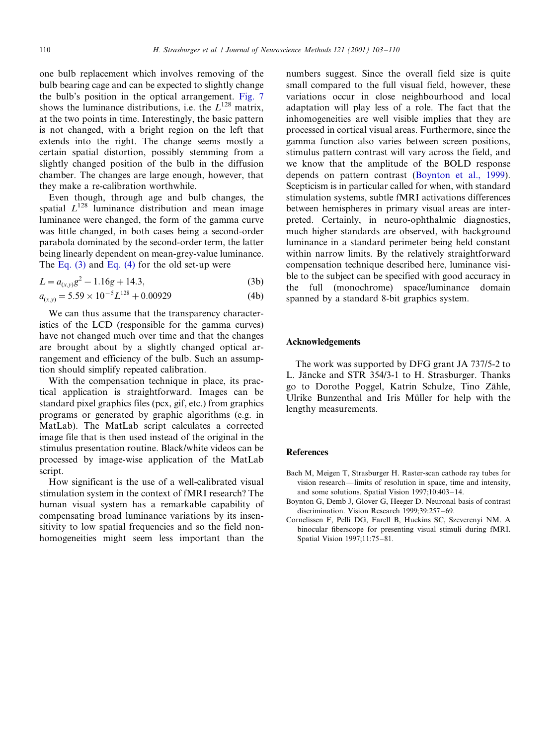one bulb replacement which involves removing of the bulb bearing cage and can be expected to slightly change the bulb's position in the optical arrangement. Fig. 7 shows the luminance distributions, i.e. the $L^{128}$ matrix, at the two points in time. Interestingly, the basic pattern is not changed, with a bright region on the left that extends into the right. The change seems mostly a certain spatial distortion, possibly stemming from a slightly changed position of the bulb in the diffusion chamber. The changes are large enough, however, that they make a re-calibration worthwhile.

Even though, through age and bulb changes, the spatial $L^{128}$ luminance distribution and mean image luminance were changed, the form of the gamma curve was little changed, in both cases being a second-order parabola dominated by the second-order term, the latter being linearly dependent on mean-grey-value luminance. The Eq. (3) and Eq. (4) for the old set-up were

$$L = a_{(x,y)}g^2 - 1.16g + 14.3, \tag{3b}$$

$$a_{(x,y)} = 5.59 \times 10^{-5} L^{128} + 0.00929 \tag{4b}$$

We can thus assume that the transparency characteristics of the LCD (responsible for the gamma curves) have not changed much over time and that the changes are brought about by a slightly changed optical arrangement and efficiency of the bulb. Such an assumption should simplify repeated calibration.

With the compensation technique in place, its practical application is straightforward. Images can be standard pixel graphics files (pcx, gif, etc.) from graphics programs or generated by graphic algorithms (e.g. in MatLab). The MatLab script calculates a corrected image file that is then used instead of the original in the stimulus presentation routine. Black/white videos can be processed by image-wise application of the MatLab script.

How significant is the use of a well-calibrated visual stimulation system in the context of fMRI research? The human visual system has a remarkable capability of compensating broad luminance variations by its insensitivity to low spatial frequencies and so the field non-homogeneities might seem less important than the numbers suggest. Since the overall field size is quite small compared to the full visual field, however, these variations occur in close neighbourhood and local adaptation will play less of a role. The fact that the inhomogeneities are well visible implies that they are processed in cortical visual areas. Furthermore, since the gamma function also varies between screen positions, stimulus pattern contrast will vary across the field, and we know that the amplitude of the BOLD response depends on pattern contrast (Boynton et al., 1999). Scepticism is in particular called for when, with standard stimulation systems, subtle fMRI activations differences between hemispheres in primary visual areas are interpreted. Certainly, in neuro-ophthalmic diagnostics, much higher standards are observed, with background luminance in a standard perimeter being held constant within narrow limits. By the relatively straightforward compensation technique described here, luminance visible to the subject can be specified with good accuracy in the full (monochrome) space/luminance domain spanned by a standard 8-bit graphics system.

## Acknowledgements

The work was supported by DFG grant JA 737/5-2 to L. Jäncke and STR 354/3-1 to H. Strasburger. Thanks go to Dorothe Poggel, Katrin Schulze, Tino Zähle, Ulrike Bunzenthal and Iris Müller for help with the lengthy measurements.

## References

Bach M, Meigen T, Strasburger H. Raster-scan cathode ray tubes for vision research—limits of resolution in space, time and intensity, and some solutions. Spatial Vision 1997;10:403–14.

Boynton G, Demb J, Glover G, Heeger D. Neuronal basis of contrast discrimination. Vision Research 1999;39:257–69.

Cornelissen F, Pelli DG, Farell B, Huckins SC, Szeverenyi NM. A binocular fiberscope for presenting visual stimuli during fMRI. Spatial Vision 1997;11:75–81.